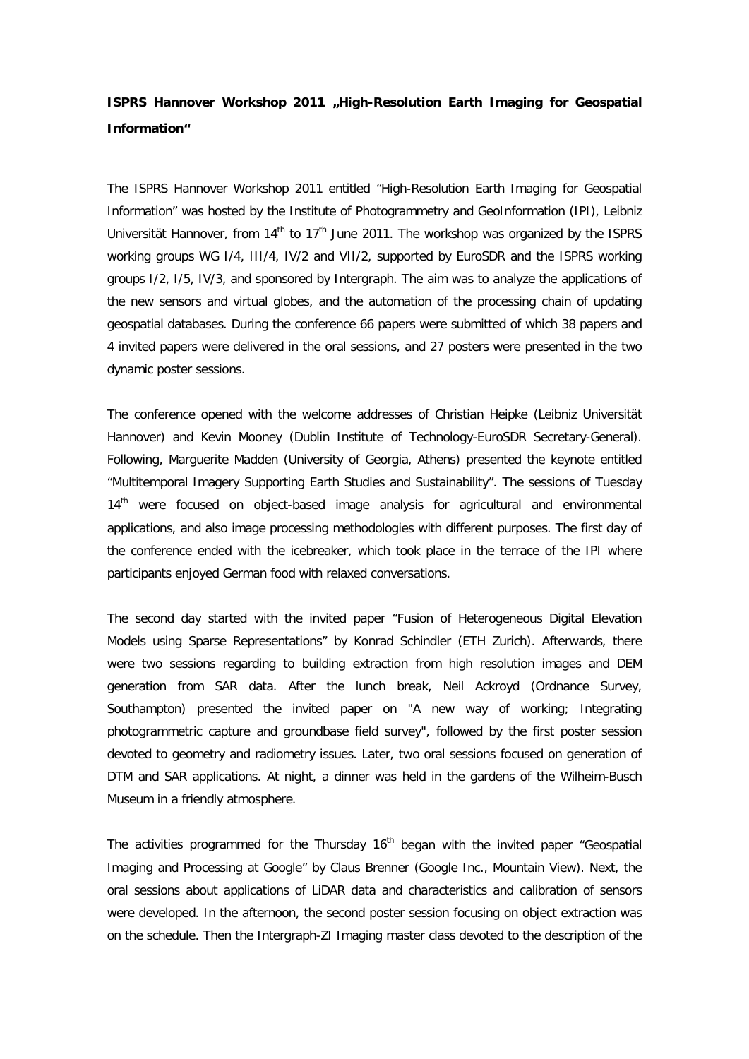**ISPRS Hannover Workshop 2011 „High-Resolution Earth Imaging for Geospatial Information"**

The ISPRS Hannover Workshop 2011 entitled "High-Resolution Earth Imaging for Geospatial Information" was hosted by the Institute of Photogrammetry and GeoInformation (IPI), Leibniz Universität Hannover, from 14th to 17th June 2011. The workshop was organized by the ISPRS working groups WG I/4, III/4, IV/2 and VII/2, supported by EuroSDR and the ISPRS working groups I/2, I/5, IV/3, and sponsored by Intergraph. The aim was to analyze the applications of the new sensors and virtual globes, and the automation of the processing chain of updating geospatial databases. During the conference 66 papers were submitted of which 38 papers and 4 invited papers were delivered in the oral sessions, and 27 posters were presented in the two dynamic poster sessions.

The conference opened with the welcome addresses of Christian Heipke (Leibniz Universität Hannover) and Kevin Mooney (Dublin Institute of Technology-EuroSDR Secretary-General). Following, Marguerite Madden (University of Georgia, Athens) presented the keynote entitled "Multitemporal Imagery Supporting Earth Studies and Sustainability". The sessions of Tuesday 14th were focused on object-based image analysis for agricultural and environmental applications, and also image processing methodologies with different purposes. The first day of the conference ended with the icebreaker, which took place in the terrace of the IPI where participants enjoyed German food with relaxed conversations.

The second day started with the invited paper "Fusion of Heterogeneous Digital Elevation Models using Sparse Representations" by Konrad Schindler (ETH Zurich). Afterwards, there were two sessions regarding to building extraction from high resolution images and DEM generation from SAR data. After the lunch break, Neil Ackroyd (Ordnance Survey, Southampton) presented the invited paper on "A new way of working; Integrating photogrammetric capture and groundbase field survey", followed by the first poster session devoted to geometry and radiometry issues. Later, two oral sessions focused on generation of DTM and SAR applications. At night, a dinner was held in the gardens of the Wilheim-Busch Museum in a friendly atmosphere.

The activities programmed for the Thursday 16th began with the invited paper "Geospatial Imaging and Processing at Google" by Claus Brenner (Google Inc., Mountain View). Next, the oral sessions about applications of LiDAR data and characteristics and calibration of sensors were developed. In the afternoon, the second poster session focusing on object extraction was on the schedule. Then the Intergraph-ZI Imaging master class devoted to the description of the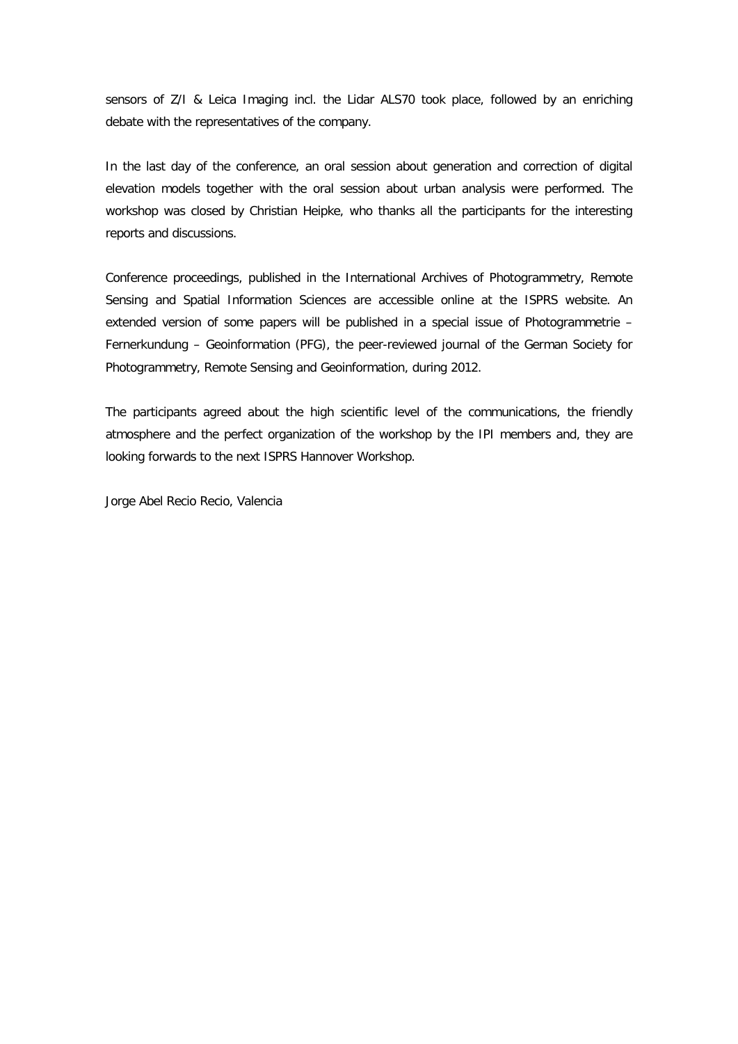sensors of Z/I & Leica Imaging incl. the Lidar ALS70 took place, followed by an enriching debate with the representatives of the company.

In the last day of the conference, an oral session about generation and correction of digital elevation models together with the oral session about urban analysis were performed. The workshop was closed by Christian Heipke, who thanks all the participants for the interesting reports and discussions.

Conference proceedings, published in the International Archives of Photogrammetry, Remote Sensing and Spatial Information Sciences are accessible online at the ISPRS website. An extended version of some papers will be published in a special issue of Photogrammetrie – Fernerkundung – Geoinformation (PFG), the peer-reviewed journal of the German Society for Photogrammetry, Remote Sensing and Geoinformation, during 2012.

The participants agreed about the high scientific level of the communications, the friendly atmosphere and the perfect organization of the workshop by the IPI members and, they are looking forwards to the next ISPRS Hannover Workshop.

Jorge Abel Recio Recio, Valencia